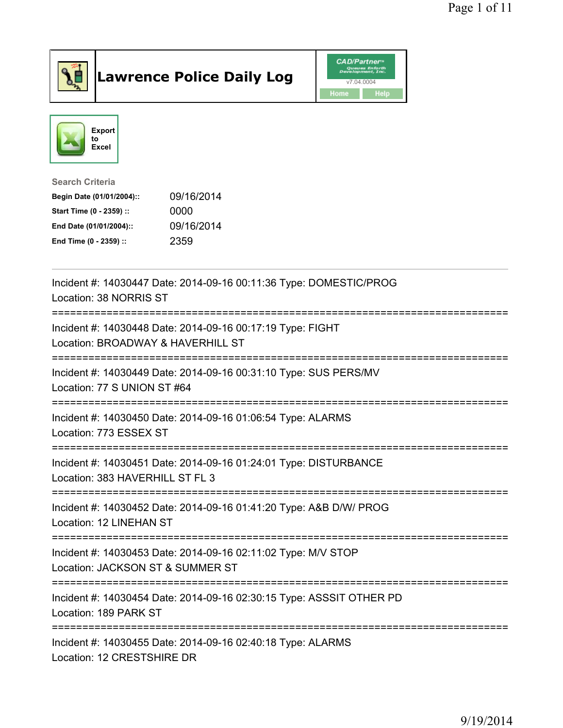# Lawrence Police Daily Log

CAD/Partner
v7.04.0004
Home Help

Export to Excel

**Search Criteria**

| | |
|---|---|
| **Begin Date (01/01/2004)::** | 09/16/2014 |
| **Start Time (0 - 2359) ::** | 0000 |
| **End Date (01/01/2004)::** | 09/16/2014 |
| **End Time (0 - 2359) ::** | 2359 |

---

Incident #: 14030447 Date: 2014-09-16 00:11:36 Type: DOMESTIC/PROG
Location: 38 NORRIS ST

===========================================================================

Incident #: 14030448 Date: 2014-09-16 00:17:19 Type: FIGHT
Location: BROADWAY & HAVERHILL ST

===========================================================================

Incident #: 14030449 Date: 2014-09-16 00:31:10 Type: SUS PERS/MV
Location: 77 S UNION ST #64

===========================================================================

Incident #: 14030450 Date: 2014-09-16 01:06:54 Type: ALARMS
Location: 773 ESSEX ST

===========================================================================

Incident #: 14030451 Date: 2014-09-16 01:24:01 Type: DISTURBANCE
Location: 383 HAVERHILL ST FL 3

===========================================================================

Incident #: 14030452 Date: 2014-09-16 01:41:20 Type: A&B D/W/ PROG
Location: 12 LINEHAN ST

===========================================================================

Incident #: 14030453 Date: 2014-09-16 02:11:02 Type: M/V STOP
Location: JACKSON ST & SUMMER ST

===========================================================================

Incident #: 14030454 Date: 2014-09-16 02:30:15 Type: ASSSIT OTHER PD
Location: 189 PARK ST

===========================================================================

Incident #: 14030455 Date: 2014-09-16 02:40:18 Type: ALARMS
Location: 12 CRESTSHIRE DR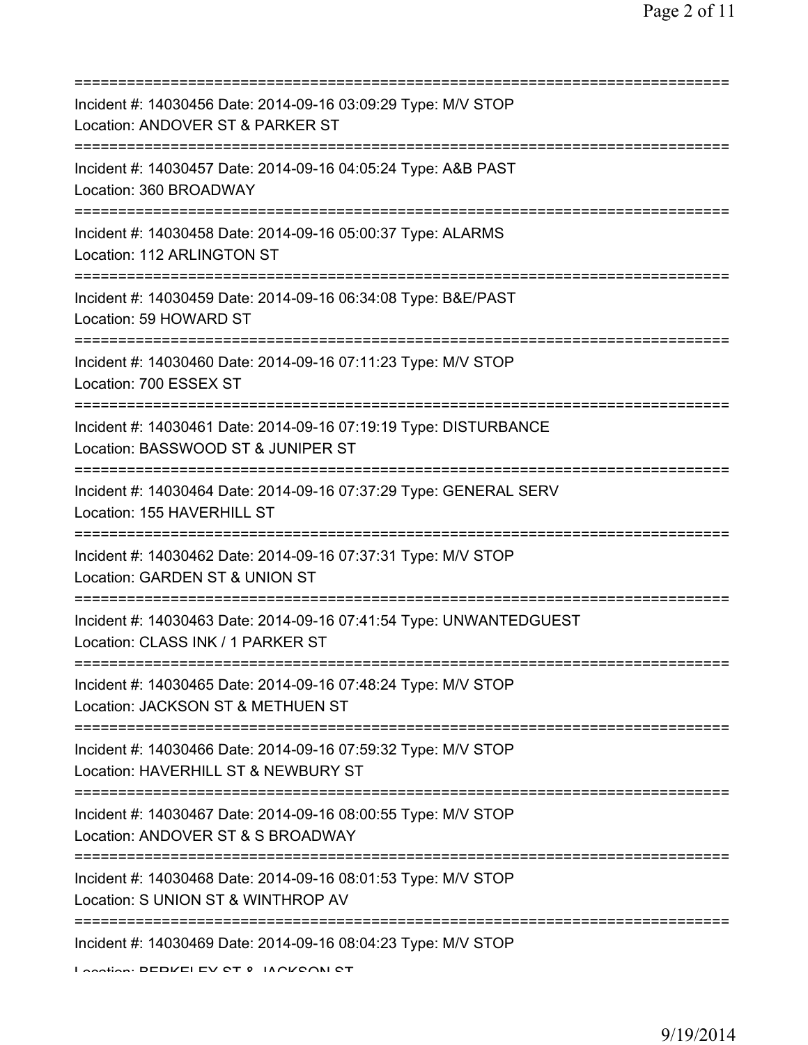===========================================================================

Incident #: 14030456 Date: 2014-09-16 03:09:29 Type: M/V STOP
Location: ANDOVER ST & PARKER ST

===========================================================================

Incident #: 14030457 Date: 2014-09-16 04:05:24 Type: A&B PAST
Location: 360 BROADWAY

===========================================================================

Incident #: 14030458 Date: 2014-09-16 05:00:37 Type: ALARMS
Location: 112 ARLINGTON ST

===========================================================================

Incident #: 14030459 Date: 2014-09-16 06:34:08 Type: B&E/PAST
Location: 59 HOWARD ST

===========================================================================

Incident #: 14030460 Date: 2014-09-16 07:11:23 Type: M/V STOP
Location: 700 ESSEX ST

===========================================================================

Incident #: 14030461 Date: 2014-09-16 07:19:19 Type: DISTURBANCE
Location: BASSWOOD ST & JUNIPER ST

===========================================================================

Incident #: 14030464 Date: 2014-09-16 07:37:29 Type: GENERAL SERV
Location: 155 HAVERHILL ST

===========================================================================

Incident #: 14030462 Date: 2014-09-16 07:37:31 Type: M/V STOP
Location: GARDEN ST & UNION ST

===========================================================================

Incident #: 14030463 Date: 2014-09-16 07:41:54 Type: UNWANTEDGUEST
Location: CLASS INK / 1 PARKER ST

===========================================================================

Incident #: 14030465 Date: 2014-09-16 07:48:24 Type: M/V STOP
Location: JACKSON ST & METHUEN ST

===========================================================================

Incident #: 14030466 Date: 2014-09-16 07:59:32 Type: M/V STOP
Location: HAVERHILL ST & NEWBURY ST

===========================================================================

Incident #: 14030467 Date: 2014-09-16 08:00:55 Type: M/V STOP
Location: ANDOVER ST & S BROADWAY

===========================================================================

Incident #: 14030468 Date: 2014-09-16 08:01:53 Type: M/V STOP
Location: S UNION ST & WINTHROP AV

===========================================================================

Incident #: 14030469 Date: 2014-09-16 08:04:23 Type: M/V STOP
Location: BERKELEY ST & JACKSON ST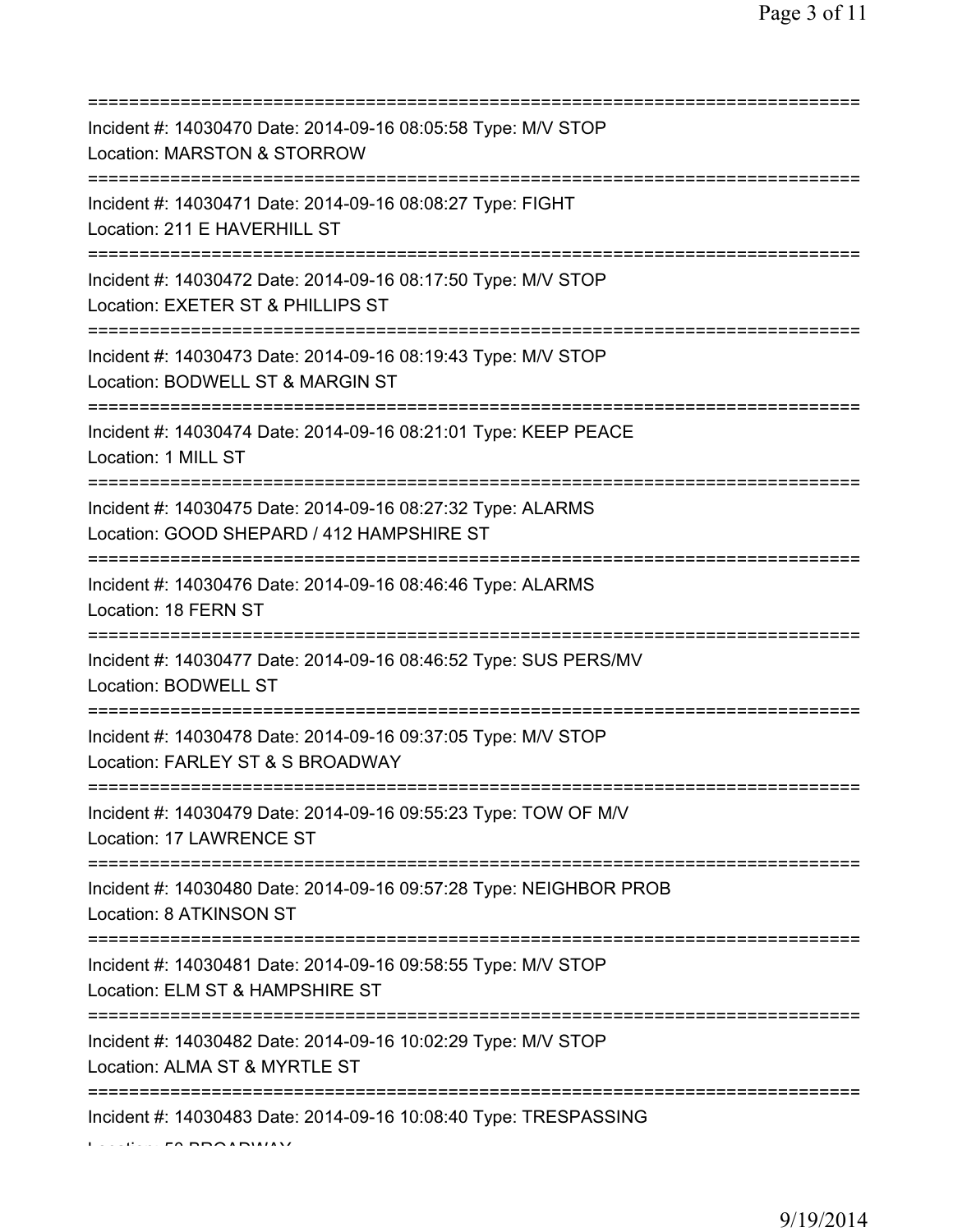===========================================================================
Incident #: 14030470 Date: 2014-09-16 08:05:58 Type: M/V STOP
Location: MARSTON & STORROW
===========================================================================
Incident #: 14030471 Date: 2014-09-16 08:08:27 Type: FIGHT
Location: 211 E HAVERHILL ST
===========================================================================
Incident #: 14030472 Date: 2014-09-16 08:17:50 Type: M/V STOP
Location: EXETER ST & PHILLIPS ST
===========================================================================
Incident #: 14030473 Date: 2014-09-16 08:19:43 Type: M/V STOP
Location: BODWELL ST & MARGIN ST
===========================================================================
Incident #: 14030474 Date: 2014-09-16 08:21:01 Type: KEEP PEACE
Location: 1 MILL ST
===========================================================================
Incident #: 14030475 Date: 2014-09-16 08:27:32 Type: ALARMS
Location: GOOD SHEPARD / 412 HAMPSHIRE ST
===========================================================================
Incident #: 14030476 Date: 2014-09-16 08:46:46 Type: ALARMS
Location: 18 FERN ST
===========================================================================
Incident #: 14030477 Date: 2014-09-16 08:46:52 Type: SUS PERS/MV
Location: BODWELL ST
===========================================================================
Incident #: 14030478 Date: 2014-09-16 09:37:05 Type: M/V STOP
Location: FARLEY ST & S BROADWAY
===========================================================================
Incident #: 14030479 Date: 2014-09-16 09:55:23 Type: TOW OF M/V
Location: 17 LAWRENCE ST
===========================================================================
Incident #: 14030480 Date: 2014-09-16 09:57:28 Type: NEIGHBOR PROB
Location: 8 ATKINSON ST
===========================================================================
Incident #: 14030481 Date: 2014-09-16 09:58:55 Type: M/V STOP
Location: ELM ST & HAMPSHIRE ST
===========================================================================
Incident #: 14030482 Date: 2014-09-16 10:02:29 Type: M/V STOP
Location: ALMA ST & MYRTLE ST
===========================================================================
Incident #: 14030483 Date: 2014-09-16 10:08:40 Type: TRESPASSING
Location: 50 BROADWAY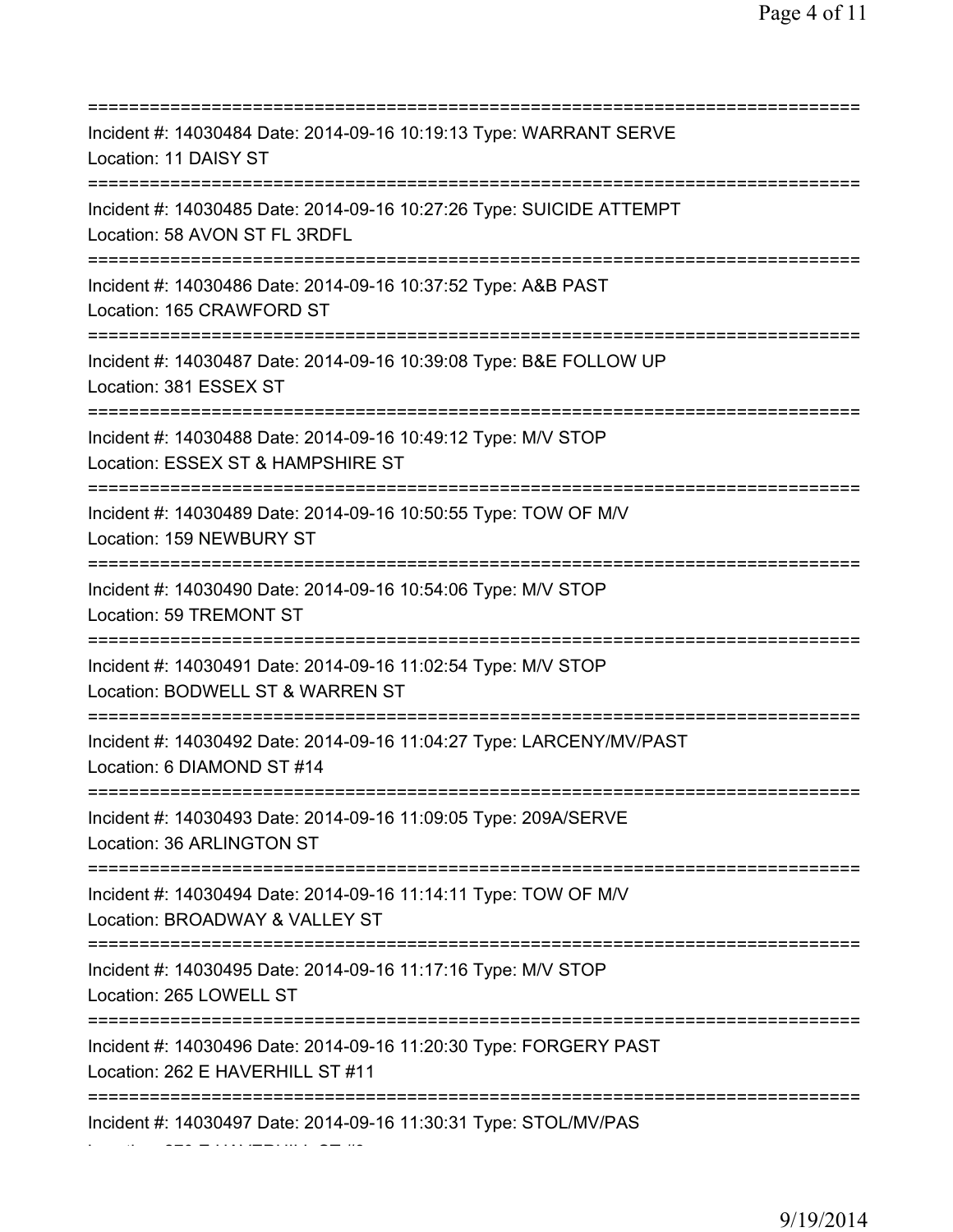===========================================================================
Incident #: 14030484 Date: 2014-09-16 10:19:13 Type: WARRANT SERVE
Location: 11 DAISY ST
===========================================================================
Incident #: 14030485 Date: 2014-09-16 10:27:26 Type: SUICIDE ATTEMPT
Location: 58 AVON ST FL 3RDFL
===========================================================================
Incident #: 14030486 Date: 2014-09-16 10:37:52 Type: A&B PAST
Location: 165 CRAWFORD ST
===========================================================================
Incident #: 14030487 Date: 2014-09-16 10:39:08 Type: B&E FOLLOW UP
Location: 381 ESSEX ST
===========================================================================
Incident #: 14030488 Date: 2014-09-16 10:49:12 Type: M/V STOP
Location: ESSEX ST & HAMPSHIRE ST
===========================================================================
Incident #: 14030489 Date: 2014-09-16 10:50:55 Type: TOW OF M/V
Location: 159 NEWBURY ST
===========================================================================
Incident #: 14030490 Date: 2014-09-16 10:54:06 Type: M/V STOP
Location: 59 TREMONT ST
===========================================================================
Incident #: 14030491 Date: 2014-09-16 11:02:54 Type: M/V STOP
Location: BODWELL ST & WARREN ST
===========================================================================
Incident #: 14030492 Date: 2014-09-16 11:04:27 Type: LARCENY/MV/PAST
Location: 6 DIAMOND ST #14
===========================================================================
Incident #: 14030493 Date: 2014-09-16 11:09:05 Type: 209A/SERVE
Location: 36 ARLINGTON ST
===========================================================================
Incident #: 14030494 Date: 2014-09-16 11:14:11 Type: TOW OF M/V
Location: BROADWAY & VALLEY ST
===========================================================================
Incident #: 14030495 Date: 2014-09-16 11:17:16 Type: M/V STOP
Location: 265 LOWELL ST
===========================================================================
Incident #: 14030496 Date: 2014-09-16 11:20:30 Type: FORGERY PAST
Location: 262 E HAVERHILL ST #11
===========================================================================
Incident #: 14030497 Date: 2014-09-16 11:30:31 Type: STOL/MV/PAS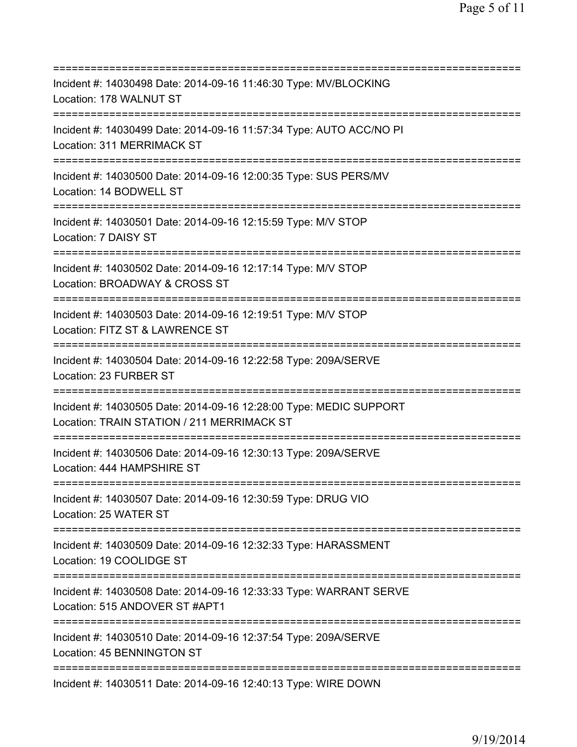===========================================================================
Incident #: 14030498 Date: 2014-09-16 11:46:30 Type: MV/BLOCKING
Location: 178 WALNUT ST
===========================================================================
Incident #: 14030499 Date: 2014-09-16 11:57:34 Type: AUTO ACC/NO PI
Location: 311 MERRIMACK ST
===========================================================================
Incident #: 14030500 Date: 2014-09-16 12:00:35 Type: SUS PERS/MV
Location: 14 BODWELL ST
===========================================================================
Incident #: 14030501 Date: 2014-09-16 12:15:59 Type: M/V STOP
Location: 7 DAISY ST
===========================================================================
Incident #: 14030502 Date: 2014-09-16 12:17:14 Type: M/V STOP
Location: BROADWAY & CROSS ST
===========================================================================
Incident #: 14030503 Date: 2014-09-16 12:19:51 Type: M/V STOP
Location: FITZ ST & LAWRENCE ST
===========================================================================
Incident #: 14030504 Date: 2014-09-16 12:22:58 Type: 209A/SERVE
Location: 23 FURBER ST
===========================================================================
Incident #: 14030505 Date: 2014-09-16 12:28:00 Type: MEDIC SUPPORT
Location: TRAIN STATION / 211 MERRIMACK ST
===========================================================================
Incident #: 14030506 Date: 2014-09-16 12:30:13 Type: 209A/SERVE
Location: 444 HAMPSHIRE ST
===========================================================================
Incident #: 14030507 Date: 2014-09-16 12:30:59 Type: DRUG VIO
Location: 25 WATER ST
===========================================================================
Incident #: 14030509 Date: 2014-09-16 12:32:33 Type: HARASSMENT
Location: 19 COOLIDGE ST
===========================================================================
Incident #: 14030508 Date: 2014-09-16 12:33:33 Type: WARRANT SERVE
Location: 515 ANDOVER ST #APT1
===========================================================================
Incident #: 14030510 Date: 2014-09-16 12:37:54 Type: 209A/SERVE
Location: 45 BENNINGTON ST
===========================================================================
Incident #: 14030511 Date: 2014-09-16 12:40:13 Type: WIRE DOWN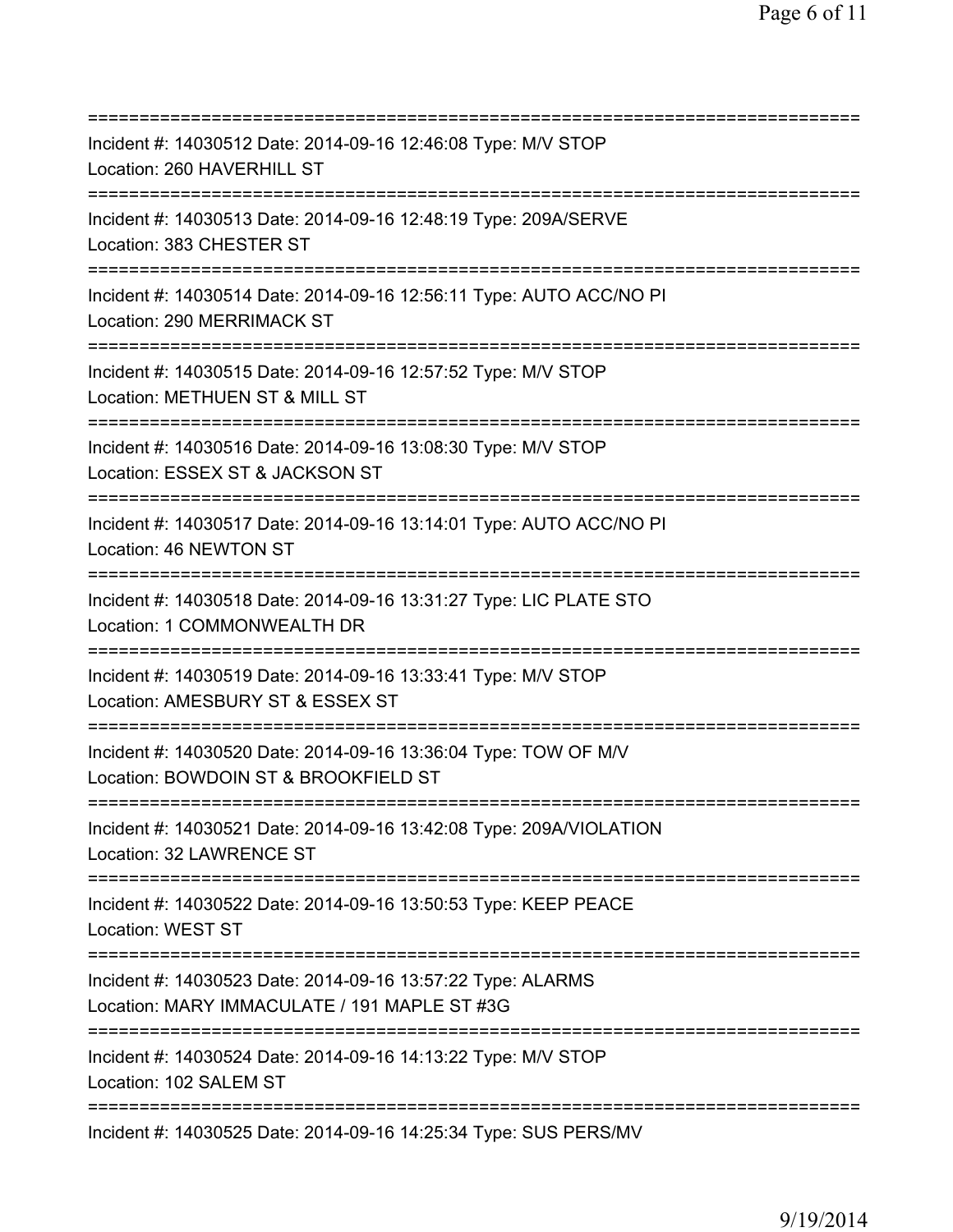===========================================================================

Incident #: 14030512 Date: 2014-09-16 12:46:08 Type: M/V STOP

Location: 260 HAVERHILL ST

===========================================================================

Incident #: 14030513 Date: 2014-09-16 12:48:19 Type: 209A/SERVE

Location: 383 CHESTER ST

===========================================================================

Incident #: 14030514 Date: 2014-09-16 12:56:11 Type: AUTO ACC/NO PI

Location: 290 MERRIMACK ST

===========================================================================

Incident #: 14030515 Date: 2014-09-16 12:57:52 Type: M/V STOP

Location: METHUEN ST & MILL ST

===========================================================================

Incident #: 14030516 Date: 2014-09-16 13:08:30 Type: M/V STOP

Location: ESSEX ST & JACKSON ST

===========================================================================

Incident #: 14030517 Date: 2014-09-16 13:14:01 Type: AUTO ACC/NO PI

Location: 46 NEWTON ST

===========================================================================

Incident #: 14030518 Date: 2014-09-16 13:31:27 Type: LIC PLATE STO

Location: 1 COMMONWEALTH DR

===========================================================================

Incident #: 14030519 Date: 2014-09-16 13:33:41 Type: M/V STOP

Location: AMESBURY ST & ESSEX ST

===========================================================================

Incident #: 14030520 Date: 2014-09-16 13:36:04 Type: TOW OF M/V

Location: BOWDOIN ST & BROOKFIELD ST

===========================================================================

Incident #: 14030521 Date: 2014-09-16 13:42:08 Type: 209A/VIOLATION

Location: 32 LAWRENCE ST

===========================================================================

Incident #: 14030522 Date: 2014-09-16 13:50:53 Type: KEEP PEACE

Location: WEST ST

===========================================================================

Incident #: 14030523 Date: 2014-09-16 13:57:22 Type: ALARMS

Location: MARY IMMACULATE / 191 MAPLE ST #3G

===========================================================================

Incident #: 14030524 Date: 2014-09-16 14:13:22 Type: M/V STOP

Location: 102 SALEM ST

===========================================================================

Incident #: 14030525 Date: 2014-09-16 14:25:34 Type: SUS PERS/MV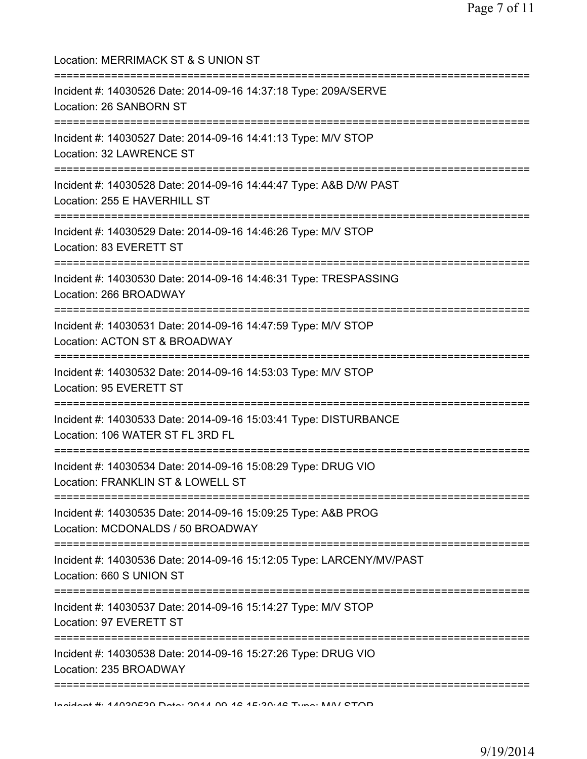Location: MERRIMACK ST & S UNION ST

===========================================================================

Incident #: 14030526 Date: 2014-09-16 14:37:18 Type: 209A/SERVE
Location: 26 SANBORN ST

===========================================================================

Incident #: 14030527 Date: 2014-09-16 14:41:13 Type: M/V STOP
Location: 32 LAWRENCE ST

===========================================================================

Incident #: 14030528 Date: 2014-09-16 14:44:47 Type: A&B D/W PAST
Location: 255 E HAVERHILL ST

===========================================================================

Incident #: 14030529 Date: 2014-09-16 14:46:26 Type: M/V STOP
Location: 83 EVERETT ST

===========================================================================

Incident #: 14030530 Date: 2014-09-16 14:46:31 Type: TRESPASSING
Location: 266 BROADWAY

===========================================================================

Incident #: 14030531 Date: 2014-09-16 14:47:59 Type: M/V STOP
Location: ACTON ST & BROADWAY

===========================================================================

Incident #: 14030532 Date: 2014-09-16 14:53:03 Type: M/V STOP
Location: 95 EVERETT ST

===========================================================================

Incident #: 14030533 Date: 2014-09-16 15:03:41 Type: DISTURBANCE
Location: 106 WATER ST FL 3RD FL

===========================================================================

Incident #: 14030534 Date: 2014-09-16 15:08:29 Type: DRUG VIO
Location: FRANKLIN ST & LOWELL ST

===========================================================================

Incident #: 14030535 Date: 2014-09-16 15:09:25 Type: A&B PROG
Location: MCDONALDS / 50 BROADWAY

===========================================================================

Incident #: 14030536 Date: 2014-09-16 15:12:05 Type: LARCENY/MV/PAST
Location: 660 S UNION ST

===========================================================================

Incident #: 14030537 Date: 2014-09-16 15:14:27 Type: M/V STOP
Location: 97 EVERETT ST

===========================================================================

Incident #: 14030538 Date: 2014-09-16 15:27:26 Type: DRUG VIO
Location: 235 BROADWAY

===========================================================================

Incident #: 14030539 Date: 2014-09-16 15:30:46 Type: M/V STOP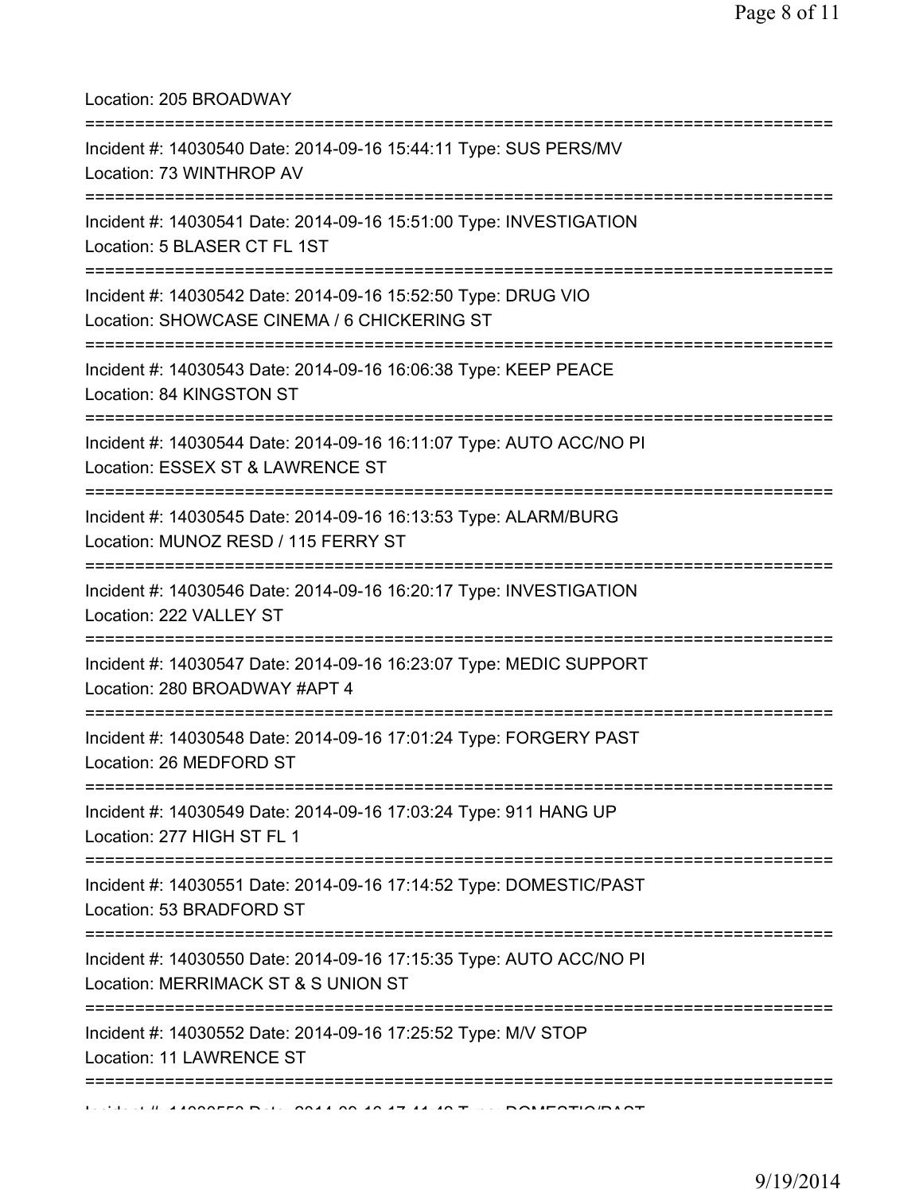Location: 205 BROADWAY

===========================================================================

Incident #: 14030540 Date: 2014-09-16 15:44:11 Type: SUS PERS/MV
Location: 73 WINTHROP AV

===========================================================================

Incident #: 14030541 Date: 2014-09-16 15:51:00 Type: INVESTIGATION
Location: 5 BLASER CT FL 1ST

===========================================================================

Incident #: 14030542 Date: 2014-09-16 15:52:50 Type: DRUG VIO
Location: SHOWCASE CINEMA / 6 CHICKERING ST

===========================================================================

Incident #: 14030543 Date: 2014-09-16 16:06:38 Type: KEEP PEACE
Location: 84 KINGSTON ST

===========================================================================

Incident #: 14030544 Date: 2014-09-16 16:11:07 Type: AUTO ACC/NO PI
Location: ESSEX ST & LAWRENCE ST

===========================================================================

Incident #: 14030545 Date: 2014-09-16 16:13:53 Type: ALARM/BURG
Location: MUNOZ RESD / 115 FERRY ST

===========================================================================

Incident #: 14030546 Date: 2014-09-16 16:20:17 Type: INVESTIGATION
Location: 222 VALLEY ST

===========================================================================

Incident #: 14030547 Date: 2014-09-16 16:23:07 Type: MEDIC SUPPORT
Location: 280 BROADWAY #APT 4

===========================================================================

Incident #: 14030548 Date: 2014-09-16 17:01:24 Type: FORGERY PAST
Location: 26 MEDFORD ST

===========================================================================

Incident #: 14030549 Date: 2014-09-16 17:03:24 Type: 911 HANG UP
Location: 277 HIGH ST FL 1

===========================================================================

Incident #: 14030551 Date: 2014-09-16 17:14:52 Type: DOMESTIC/PAST
Location: 53 BRADFORD ST

===========================================================================

Incident #: 14030550 Date: 2014-09-16 17:15:35 Type: AUTO ACC/NO PI
Location: MERRIMACK ST & S UNION ST

===========================================================================

Incident #: 14030552 Date: 2014-09-16 17:25:52 Type: M/V STOP
Location: 11 LAWRENCE ST

===========================================================================

Incident #: 14030553 Date: 2014-09-16 17:41:48 Type: DOMESTIC/PAST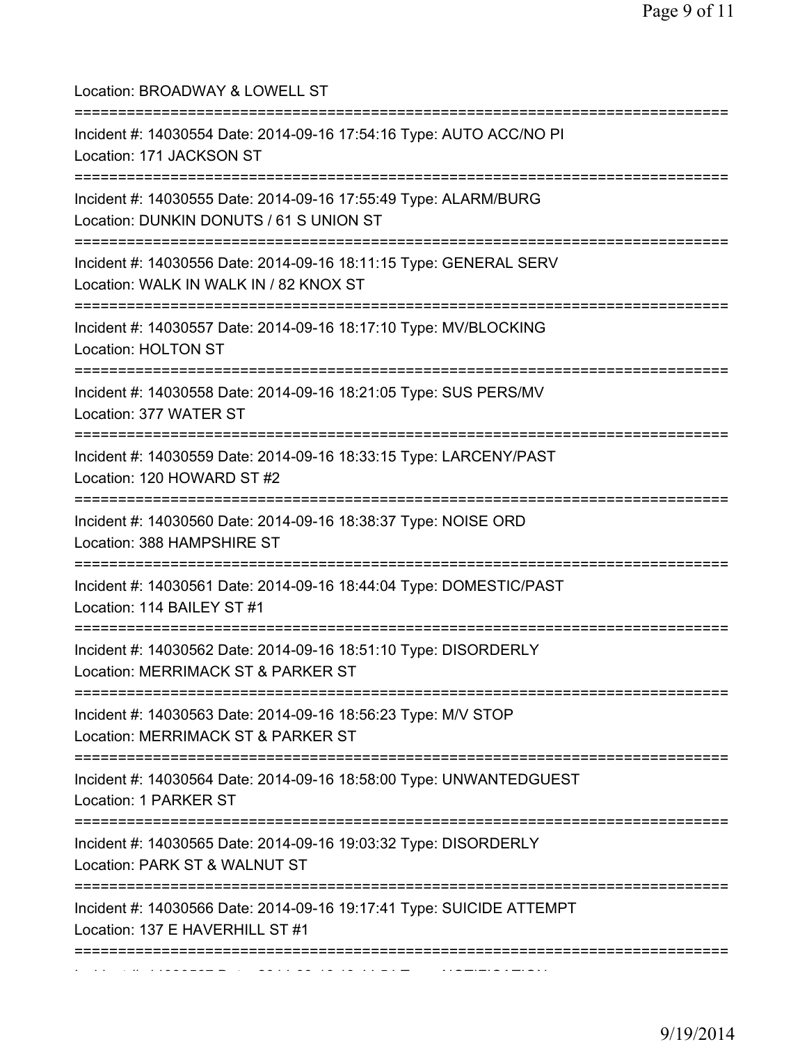Location: BROADWAY & LOWELL ST

===========================================================================

Incident #: 14030554 Date: 2014-09-16 17:54:16 Type: AUTO ACC/NO PI
Location: 171 JACKSON ST

===========================================================================

Incident #: 14030555 Date: 2014-09-16 17:55:49 Type: ALARM/BURG
Location: DUNKIN DONUTS / 61 S UNION ST

===========================================================================

Incident #: 14030556 Date: 2014-09-16 18:11:15 Type: GENERAL SERV
Location: WALK IN WALK IN / 82 KNOX ST

===========================================================================

Incident #: 14030557 Date: 2014-09-16 18:17:10 Type: MV/BLOCKING
Location: HOLTON ST

===========================================================================

Incident #: 14030558 Date: 2014-09-16 18:21:05 Type: SUS PERS/MV
Location: 377 WATER ST

===========================================================================

Incident #: 14030559 Date: 2014-09-16 18:33:15 Type: LARCENY/PAST
Location: 120 HOWARD ST #2

===========================================================================

Incident #: 14030560 Date: 2014-09-16 18:38:37 Type: NOISE ORD
Location: 388 HAMPSHIRE ST

===========================================================================

Incident #: 14030561 Date: 2014-09-16 18:44:04 Type: DOMESTIC/PAST
Location: 114 BAILEY ST #1

===========================================================================

Incident #: 14030562 Date: 2014-09-16 18:51:10 Type: DISORDERLY
Location: MERRIMACK ST & PARKER ST

===========================================================================

Incident #: 14030563 Date: 2014-09-16 18:56:23 Type: M/V STOP
Location: MERRIMACK ST & PARKER ST

===========================================================================

Incident #: 14030564 Date: 2014-09-16 18:58:00 Type: UNWANTEDGUEST
Location: 1 PARKER ST

===========================================================================

Incident #: 14030565 Date: 2014-09-16 19:03:32 Type: DISORDERLY
Location: PARK ST & WALNUT ST

===========================================================================

Incident #: 14030566 Date: 2014-09-16 19:17:41 Type: SUICIDE ATTEMPT
Location: 137 E HAVERHILL ST #1

===========================================================================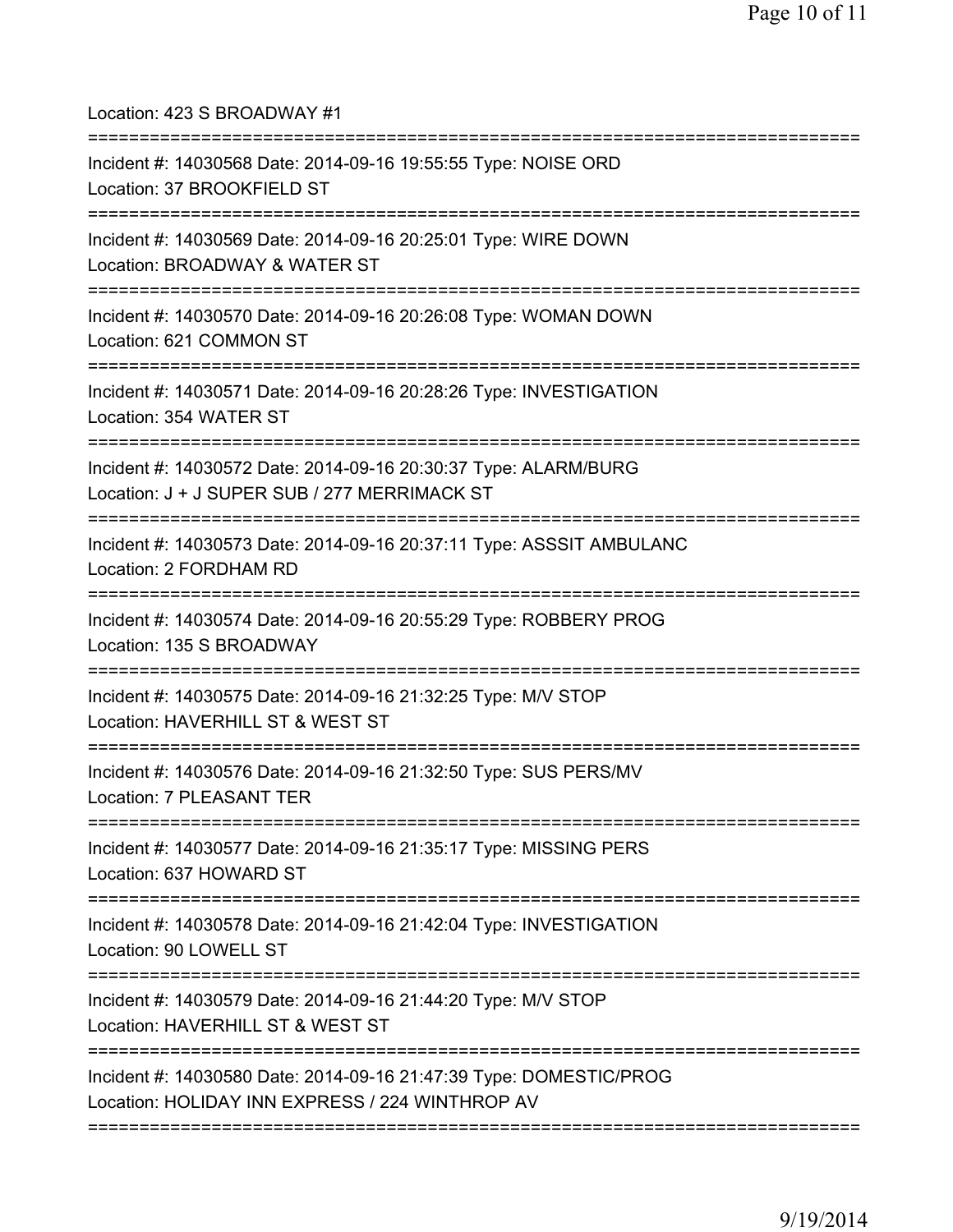Location: 423 S BROADWAY #1

===========================================================================

Incident #: 14030568 Date: 2014-09-16 19:55:55 Type: NOISE ORD
Location: 37 BROOKFIELD ST

===========================================================================

Incident #: 14030569 Date: 2014-09-16 20:25:01 Type: WIRE DOWN
Location: BROADWAY & WATER ST

===========================================================================

Incident #: 14030570 Date: 2014-09-16 20:26:08 Type: WOMAN DOWN
Location: 621 COMMON ST

===========================================================================

Incident #: 14030571 Date: 2014-09-16 20:28:26 Type: INVESTIGATION
Location: 354 WATER ST

===========================================================================

Incident #: 14030572 Date: 2014-09-16 20:30:37 Type: ALARM/BURG
Location: J + J SUPER SUB / 277 MERRIMACK ST

===========================================================================

Incident #: 14030573 Date: 2014-09-16 20:37:11 Type: ASSSIT AMBULANC
Location: 2 FORDHAM RD

===========================================================================

Incident #: 14030574 Date: 2014-09-16 20:55:29 Type: ROBBERY PROG
Location: 135 S BROADWAY

===========================================================================

Incident #: 14030575 Date: 2014-09-16 21:32:25 Type: M/V STOP
Location: HAVERHILL ST & WEST ST

===========================================================================

Incident #: 14030576 Date: 2014-09-16 21:32:50 Type: SUS PERS/MV
Location: 7 PLEASANT TER

===========================================================================

Incident #: 14030577 Date: 2014-09-16 21:35:17 Type: MISSING PERS
Location: 637 HOWARD ST

===========================================================================

Incident #: 14030578 Date: 2014-09-16 21:42:04 Type: INVESTIGATION
Location: 90 LOWELL ST

===========================================================================

Incident #: 14030579 Date: 2014-09-16 21:44:20 Type: M/V STOP
Location: HAVERHILL ST & WEST ST

===========================================================================

Incident #: 14030580 Date: 2014-09-16 21:47:39 Type: DOMESTIC/PROG
Location: HOLIDAY INN EXPRESS / 224 WINTHROP AV

===========================================================================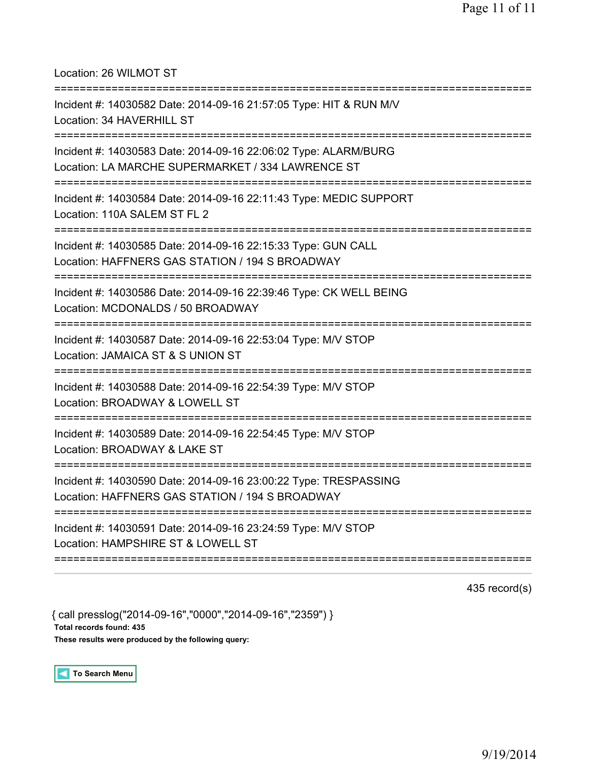Location: 26 WILMOT ST

===========================================================================

Incident #: 14030582 Date: 2014-09-16 21:57:05 Type: HIT & RUN M/V

Location: 34 HAVERHILL ST

===========================================================================

Incident #: 14030583 Date: 2014-09-16 22:06:02 Type: ALARM/BURG

Location: LA MARCHE SUPERMARKET / 334 LAWRENCE ST

===========================================================================

Incident #: 14030584 Date: 2014-09-16 22:11:43 Type: MEDIC SUPPORT

Location: 110A SALEM ST FL 2

===========================================================================

Incident #: 14030585 Date: 2014-09-16 22:15:33 Type: GUN CALL

Location: HAFFNERS GAS STATION / 194 S BROADWAY

===========================================================================

Incident #: 14030586 Date: 2014-09-16 22:39:46 Type: CK WELL BEING

Location: MCDONALDS / 50 BROADWAY

===========================================================================

Incident #: 14030587 Date: 2014-09-16 22:53:04 Type: M/V STOP

Location: JAMAICA ST & S UNION ST

===========================================================================

Incident #: 14030588 Date: 2014-09-16 22:54:39 Type: M/V STOP

Location: BROADWAY & LOWELL ST

===========================================================================

Incident #: 14030589 Date: 2014-09-16 22:54:45 Type: M/V STOP

Location: BROADWAY & LAKE ST

===========================================================================

Incident #: 14030590 Date: 2014-09-16 23:00:22 Type: TRESPASSING

Location: HAFFNERS GAS STATION / 194 S BROADWAY

===========================================================================

Incident #: 14030591 Date: 2014-09-16 23:24:59 Type: M/V STOP

Location: HAMPSHIRE ST & LOWELL ST

===========================================================================

435 record(s)

{ call presslog("2014-09-16","0000","2014-09-16","2359") }

**Total records found: 435**

**These results were produced by the following query:**

To Search Menu